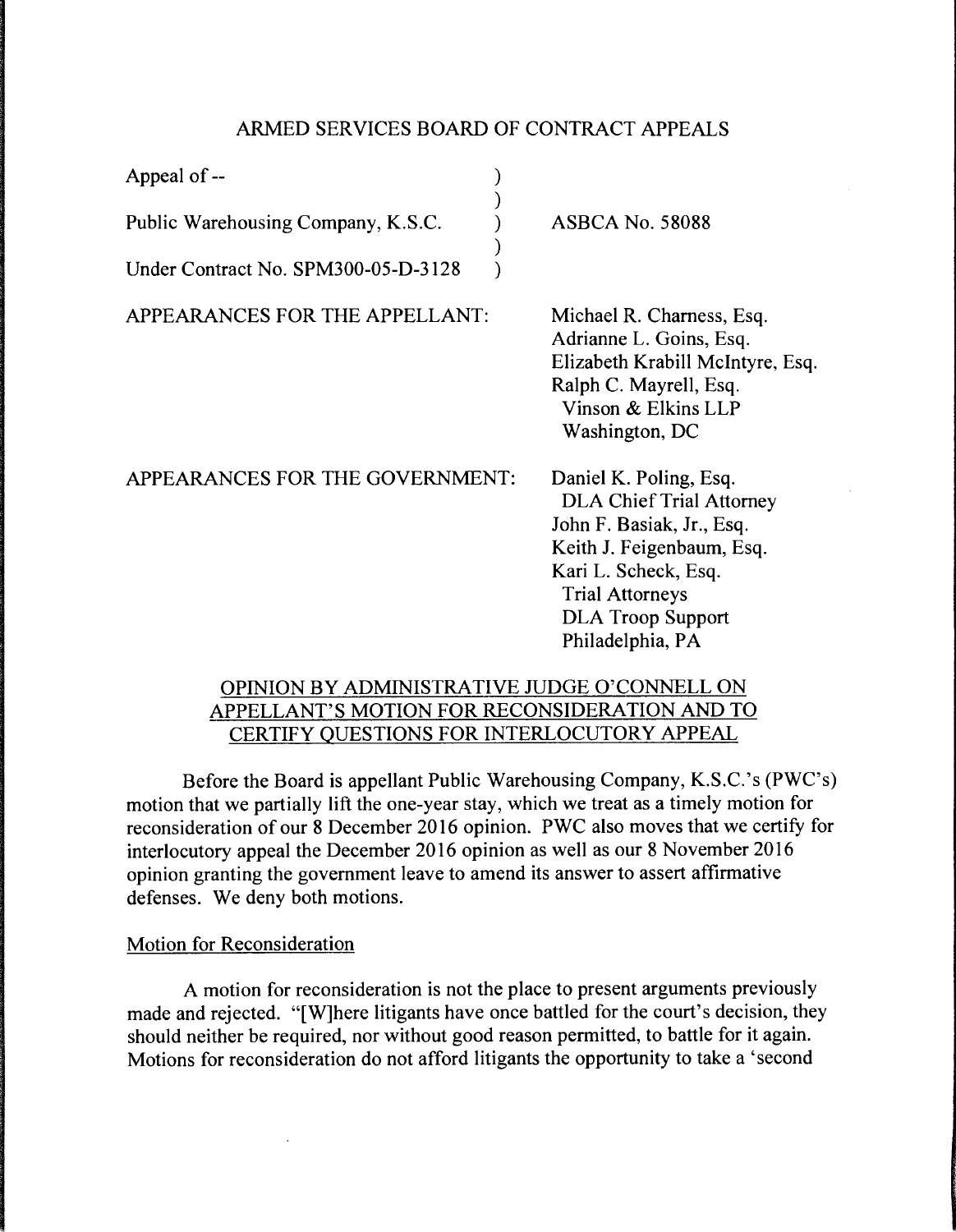ARMED SERVICES BOARD OF CONTRACT APPEALS

| | |
|---|---|
| Appeal of -- | |
| Public Warehousing Company, K.S.C. | ASBCA No. 58088 |
| Under Contract No. SPM300-05-D-3128 | |

APPEARANCES FOR THE APPELLANT:

Michael R. Charness, Esq.
Adrianne L. Goins, Esq.
Elizabeth Krabill McIntyre, Esq.
Ralph C. Mayrell, Esq.
Vinson & Elkins LLP
Washington, DC

APPEARANCES FOR THE GOVERNMENT:

Daniel K. Poling, Esq.
DLA Chief Trial Attorney
John F. Basiak, Jr., Esq.
Keith J. Feigenbaum, Esq.
Kari L. Scheck, Esq.
Trial Attorneys
DLA Troop Support
Philadelphia, PA

OPINION BY ADMINISTRATIVE JUDGE O'CONNELL ON APPELLANT'S MOTION FOR RECONSIDERATION AND TO CERTIFY QUESTIONS FOR INTERLOCUTORY APPEAL

Before the Board is appellant Public Warehousing Company, K.S.C.'s (PWC's) motion that we partially lift the one-year stay, which we treat as a timely motion for reconsideration of our 8 December 2016 opinion. PWC also moves that we certify for interlocutory appeal the December 2016 opinion as well as our 8 November 2016 opinion granting the government leave to amend its answer to assert affirmative defenses. We deny both motions.

Motion for Reconsideration

A motion for reconsideration is not the place to present arguments previously made and rejected. "[W]here litigants have once battled for the court's decision, they should neither be required, nor without good reason permitted, to battle for it again. Motions for reconsideration do not afford litigants the opportunity to take a 'second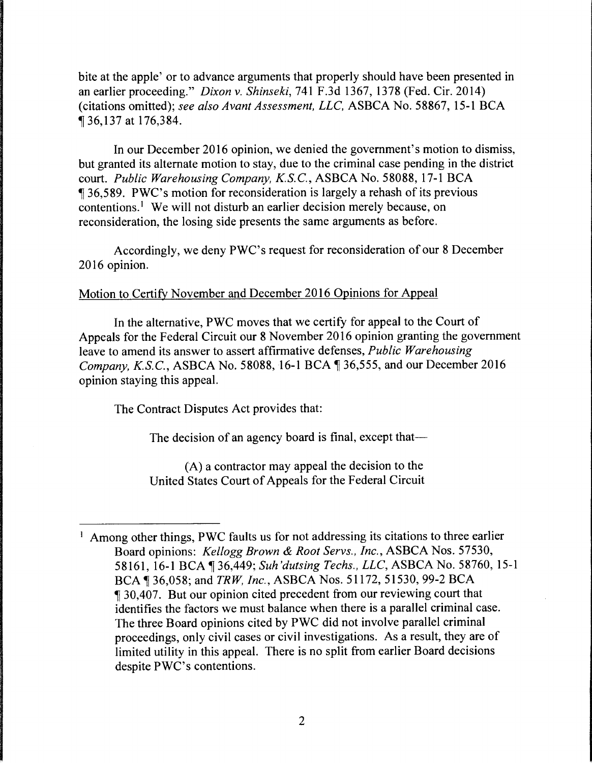bite at the apple' or to advance arguments that properly should have been presented in an earlier proceeding." *Dixon v. Shinseki*, 741 F.3d 1367, 1378 (Fed. Cir. 2014) (citations omitted); *see also Avant Assessment, LLC*, ASBCA No. 58867, 15-1 BCA ¶ 36,137 at 176,384.

In our December 2016 opinion, we denied the government's motion to dismiss, but granted its alternate motion to stay, due to the criminal case pending in the district court. *Public Warehousing Company, K.S.C.*, ASBCA No. 58088, 17-1 BCA ¶ 36,589. PWC's motion for reconsideration is largely a rehash of its previous contentions.[1] We will not disturb an earlier decision merely because, on reconsideration, the losing side presents the same arguments as before.

Accordingly, we deny PWC's request for reconsideration of our 8 December 2016 opinion.

Motion to Certify November and December 2016 Opinions for Appeal

In the alternative, PWC moves that we certify for appeal to the Court of Appeals for the Federal Circuit our 8 November 2016 opinion granting the government leave to amend its answer to assert affirmative defenses, *Public Warehousing Company, K.S.C.*, ASBCA No. 58088, 16-1 BCA ¶ 36,555, and our December 2016 opinion staying this appeal.

The Contract Disputes Act provides that:

> The decision of an agency board is final, except that—
>
> (A) a contractor may appeal the decision to the United States Court of Appeals for the Federal Circuit

---

[1] Among other things, PWC faults us for not addressing its citations to three earlier Board opinions: *Kellogg Brown & Root Servs., Inc.*, ASBCA Nos. 57530, 58161, 16-1 BCA ¶ 36,449; *Suh'dutsing Techs., LLC*, ASBCA No. 58760, 15-1 BCA ¶ 36,058; and *TRW, Inc.*, ASBCA Nos. 51172, 51530, 99-2 BCA ¶ 30,407. But our opinion cited precedent from our reviewing court that identifies the factors we must balance when there is a parallel criminal case. The three Board opinions cited by PWC did not involve parallel criminal proceedings, only civil cases or civil investigations. As a result, they are of limited utility in this appeal. There is no split from earlier Board decisions despite PWC's contentions.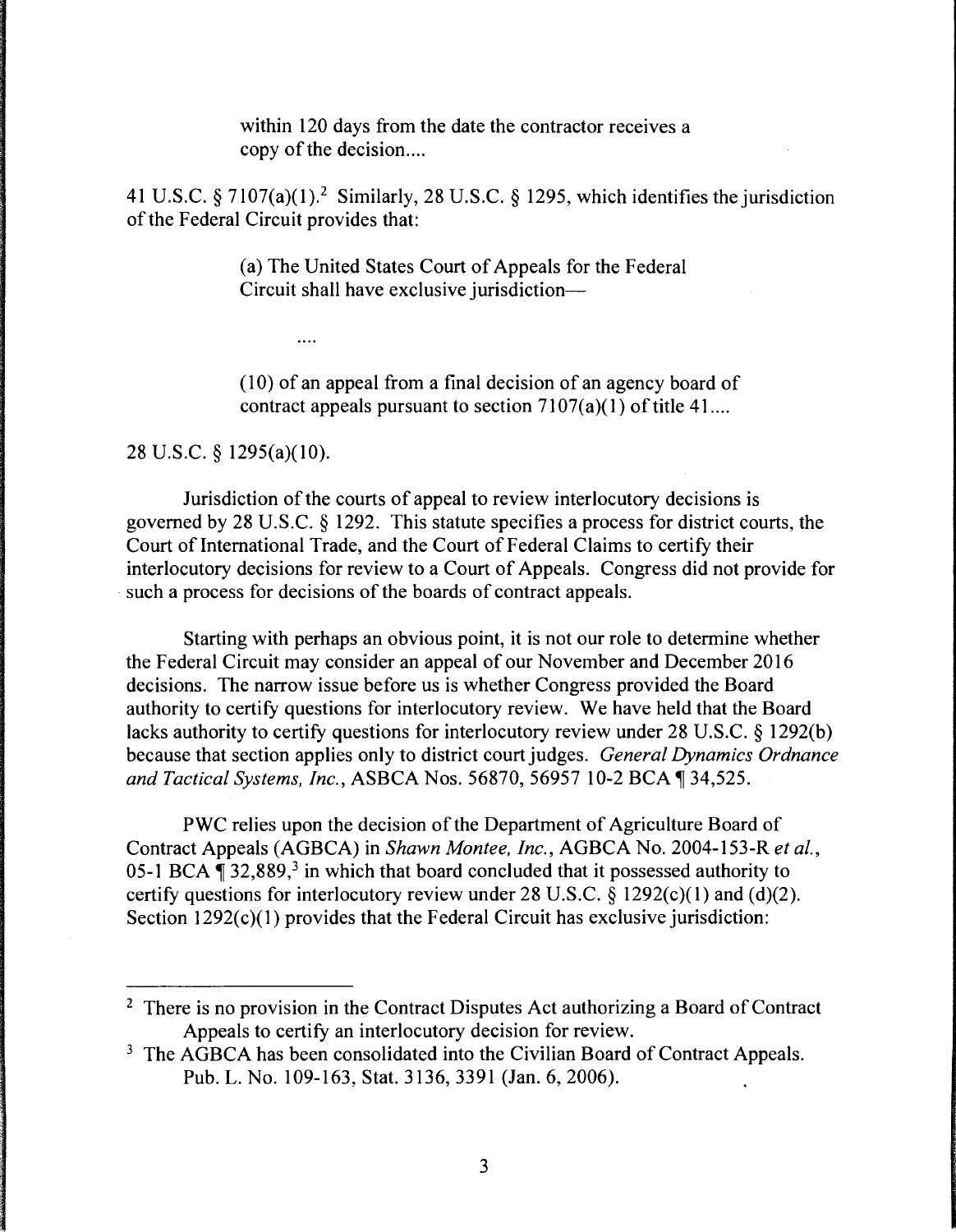> within 120 days from the date the contractor receives a copy of the decision....

41 U.S.C. § 7107(a)(1).[2] Similarly, 28 U.S.C. § 1295, which identifies the jurisdiction of the Federal Circuit provides that:

> (a) The United States Court of Appeals for the Federal Circuit shall have exclusive jurisdiction—
>
> ....
>
> (10) of an appeal from a final decision of an agency board of contract appeals pursuant to section 7107(a)(1) of title 41....

28 U.S.C. § 1295(a)(10).

Jurisdiction of the courts of appeal to review interlocutory decisions is governed by 28 U.S.C. § 1292. This statute specifies a process for district courts, the Court of International Trade, and the Court of Federal Claims to certify their interlocutory decisions for review to a Court of Appeals. Congress did not provide for such a process for decisions of the boards of contract appeals.

Starting with perhaps an obvious point, it is not our role to determine whether the Federal Circuit may consider an appeal of our November and December 2016 decisions. The narrow issue before us is whether Congress provided the Board authority to certify questions for interlocutory review. We have held that the Board lacks authority to certify questions for interlocutory review under 28 U.S.C. § 1292(b) because that section applies only to district court judges. *General Dynamics Ordnance and Tactical Systems, Inc.*, ASBCA Nos. 56870, 56957 10-2 BCA ¶ 34,525.

PWC relies upon the decision of the Department of Agriculture Board of Contract Appeals (AGBCA) in *Shawn Montee, Inc.*, AGBCA No. 2004-153-R *et al.*, 05-1 BCA ¶ 32,889,[3] in which that board concluded that it possessed authority to certify questions for interlocutory review under 28 U.S.C. § 1292(c)(1) and (d)(2). Section 1292(c)(1) provides that the Federal Circuit has exclusive jurisdiction:

---

[2] There is no provision in the Contract Disputes Act authorizing a Board of Contract Appeals to certify an interlocutory decision for review.

[3] The AGBCA has been consolidated into the Civilian Board of Contract Appeals. Pub. L. No. 109-163, Stat. 3136, 3391 (Jan. 6, 2006).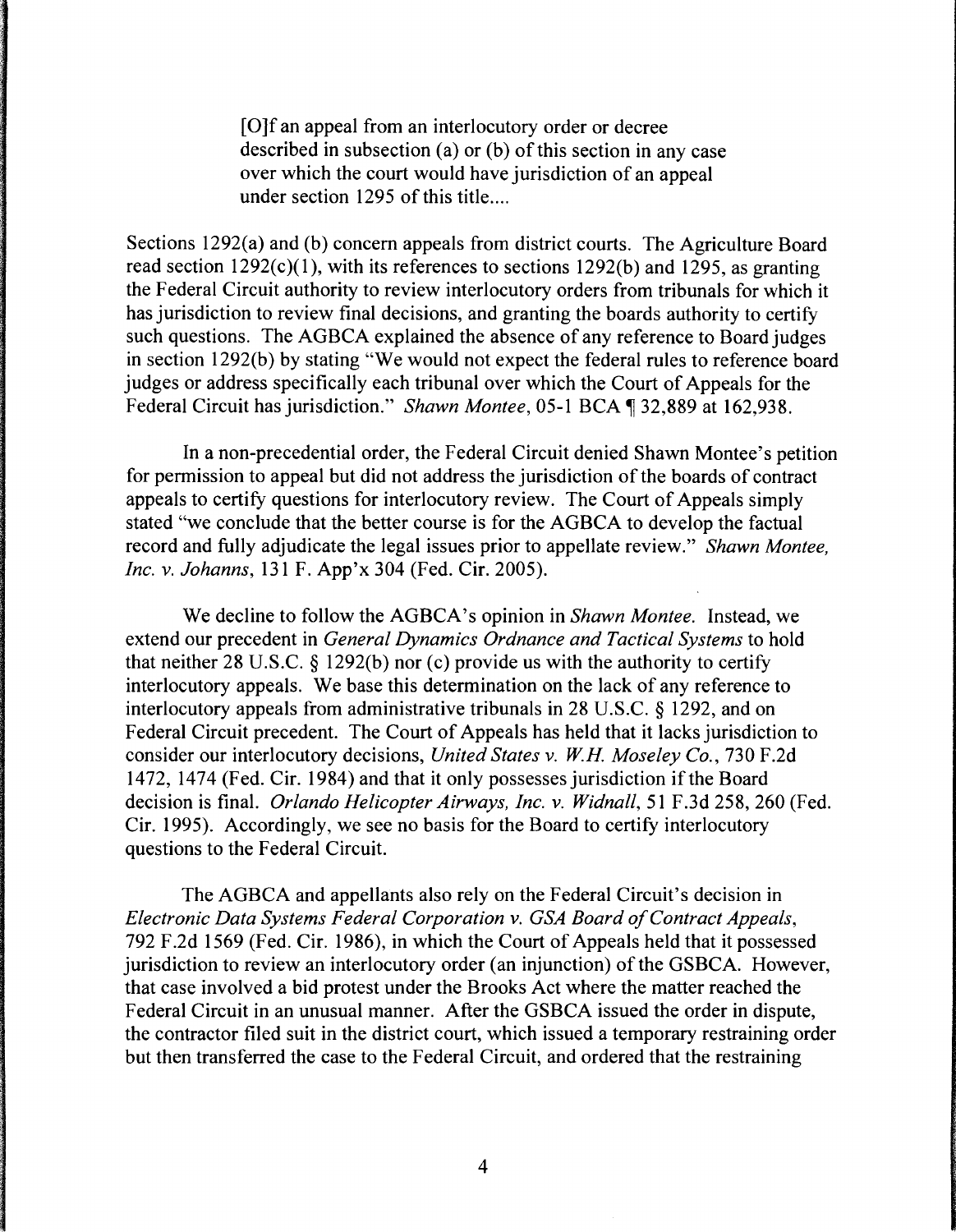> [O]f an appeal from an interlocutory order or decree described in subsection (a) or (b) of this section in any case over which the court would have jurisdiction of an appeal under section 1295 of this title....

Sections 1292(a) and (b) concern appeals from district courts. The Agriculture Board read section 1292(c)(1), with its references to sections 1292(b) and 1295, as granting the Federal Circuit authority to review interlocutory orders from tribunals for which it has jurisdiction to review final decisions, and granting the boards authority to certify such questions. The AGBCA explained the absence of any reference to Board judges in section 1292(b) by stating "We would not expect the federal rules to reference board judges or address specifically each tribunal over which the Court of Appeals for the Federal Circuit has jurisdiction." *Shawn Montee*, 05-1 BCA ¶ 32,889 at 162,938.

In a non-precedential order, the Federal Circuit denied Shawn Montee's petition for permission to appeal but did not address the jurisdiction of the boards of contract appeals to certify questions for interlocutory review. The Court of Appeals simply stated "we conclude that the better course is for the AGBCA to develop the factual record and fully adjudicate the legal issues prior to appellate review." *Shawn Montee, Inc. v. Johanns*, 131 F. App'x 304 (Fed. Cir. 2005).

We decline to follow the AGBCA's opinion in *Shawn Montee*. Instead, we extend our precedent in *General Dynamics Ordnance and Tactical Systems* to hold that neither 28 U.S.C. § 1292(b) nor (c) provide us with the authority to certify interlocutory appeals. We base this determination on the lack of any reference to interlocutory appeals from administrative tribunals in 28 U.S.C. § 1292, and on Federal Circuit precedent. The Court of Appeals has held that it lacks jurisdiction to consider our interlocutory decisions, *United States v. W.H. Moseley Co.*, 730 F.2d 1472, 1474 (Fed. Cir. 1984) and that it only possesses jurisdiction if the Board decision is final. *Orlando Helicopter Airways, Inc. v. Widnall*, 51 F.3d 258, 260 (Fed. Cir. 1995). Accordingly, we see no basis for the Board to certify interlocutory questions to the Federal Circuit.

The AGBCA and appellants also rely on the Federal Circuit's decision in *Electronic Data Systems Federal Corporation v. GSA Board of Contract Appeals*, 792 F.2d 1569 (Fed. Cir. 1986), in which the Court of Appeals held that it possessed jurisdiction to review an interlocutory order (an injunction) of the GSBCA. However, that case involved a bid protest under the Brooks Act where the matter reached the Federal Circuit in an unusual manner. After the GSBCA issued the order in dispute, the contractor filed suit in the district court, which issued a temporary restraining order but then transferred the case to the Federal Circuit, and ordered that the restraining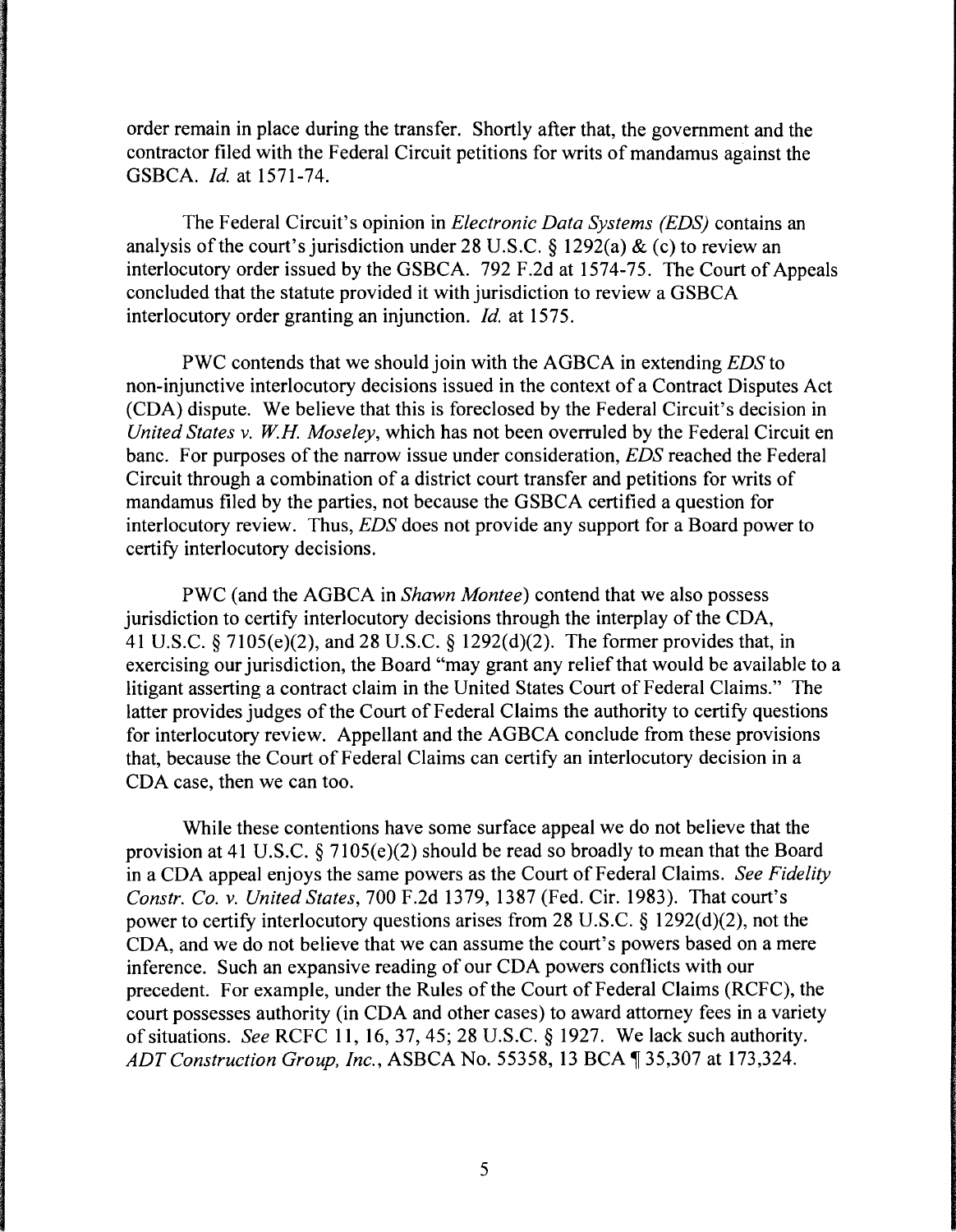order remain in place during the transfer. Shortly after that, the government and the contractor filed with the Federal Circuit petitions for writs of mandamus against the GSBCA. *Id.* at 1571-74.

The Federal Circuit's opinion in *Electronic Data Systems (EDS)* contains an analysis of the court's jurisdiction under 28 U.S.C. § 1292(a) & (c) to review an interlocutory order issued by the GSBCA. 792 F.2d at 1574-75. The Court of Appeals concluded that the statute provided it with jurisdiction to review a GSBCA interlocutory order granting an injunction. *Id.* at 1575.

PWC contends that we should join with the AGBCA in extending *EDS* to non-injunctive interlocutory decisions issued in the context of a Contract Disputes Act (CDA) dispute. We believe that this is foreclosed by the Federal Circuit's decision in *United States v. W.H. Moseley*, which has not been overruled by the Federal Circuit en banc. For purposes of the narrow issue under consideration, *EDS* reached the Federal Circuit through a combination of a district court transfer and petitions for writs of mandamus filed by the parties, not because the GSBCA certified a question for interlocutory review. Thus, *EDS* does not provide any support for a Board power to certify interlocutory decisions.

PWC (and the AGBCA in *Shawn Montee*) contend that we also possess jurisdiction to certify interlocutory decisions through the interplay of the CDA, 41 U.S.C. § 7105(e)(2), and 28 U.S.C. § 1292(d)(2). The former provides that, in exercising our jurisdiction, the Board "may grant any relief that would be available to a litigant asserting a contract claim in the United States Court of Federal Claims." The latter provides judges of the Court of Federal Claims the authority to certify questions for interlocutory review. Appellant and the AGBCA conclude from these provisions that, because the Court of Federal Claims can certify an interlocutory decision in a CDA case, then we can too.

While these contentions have some surface appeal we do not believe that the provision at 41 U.S.C. § 7105(e)(2) should be read so broadly to mean that the Board in a CDA appeal enjoys the same powers as the Court of Federal Claims. *See Fidelity Constr. Co. v. United States*, 700 F.2d 1379, 1387 (Fed. Cir. 1983). That court's power to certify interlocutory questions arises from 28 U.S.C. § 1292(d)(2), not the CDA, and we do not believe that we can assume the court's powers based on a mere inference. Such an expansive reading of our CDA powers conflicts with our precedent. For example, under the Rules of the Court of Federal Claims (RCFC), the court possesses authority (in CDA and other cases) to award attorney fees in a variety of situations. *See* RCFC 11, 16, 37, 45; 28 U.S.C. § 1927. We lack such authority. *ADT Construction Group, Inc.*, ASBCA No. 55358, 13 BCA ¶ 35,307 at 173,324.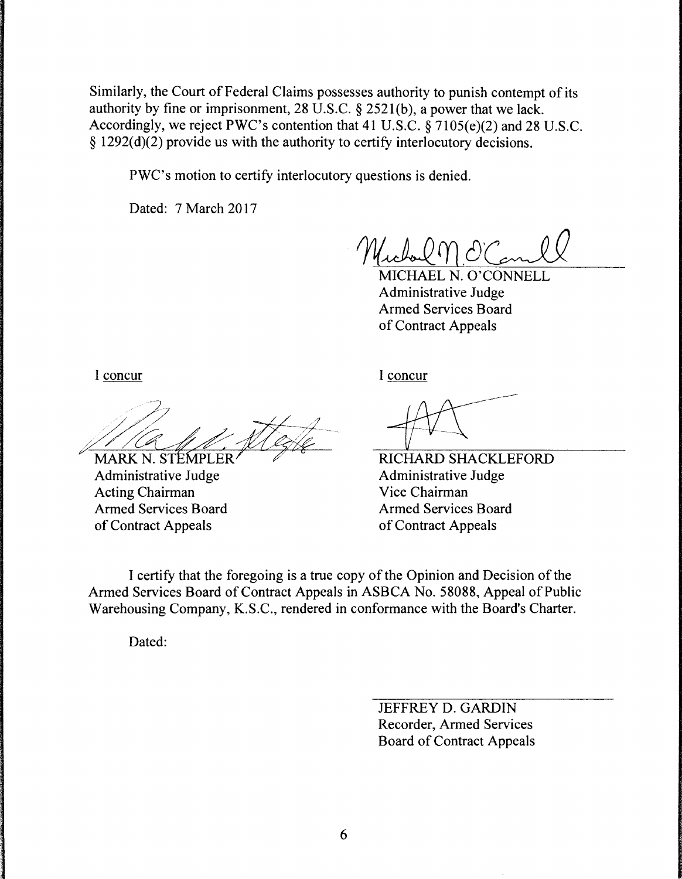Similarly, the Court of Federal Claims possesses authority to punish contempt of its authority by fine or imprisonment, 28 U.S.C. § 2521(b), a power that we lack. Accordingly, we reject PWC's contention that 41 U.S.C. § 7105(e)(2) and 28 U.S.C. § 1292(d)(2) provide us with the authority to certify interlocutory decisions.

PWC's motion to certify interlocutory questions is denied.

Dated: 7 March 2017

MICHAEL N. O'CONNELL
Administrative Judge
Armed Services Board
of Contract Appeals

I concur

MARK N. STEMPLER
Administrative Judge
Acting Chairman
Armed Services Board
of Contract Appeals

I concur

RICHARD SHACKLEFORD
Administrative Judge
Vice Chairman
Armed Services Board
of Contract Appeals

I certify that the foregoing is a true copy of the Opinion and Decision of the Armed Services Board of Contract Appeals in ASBCA No. 58088, Appeal of Public Warehousing Company, K.S.C., rendered in conformance with the Board's Charter.

Dated:

JEFFREY D. GARDIN
Recorder, Armed Services
Board of Contract Appeals